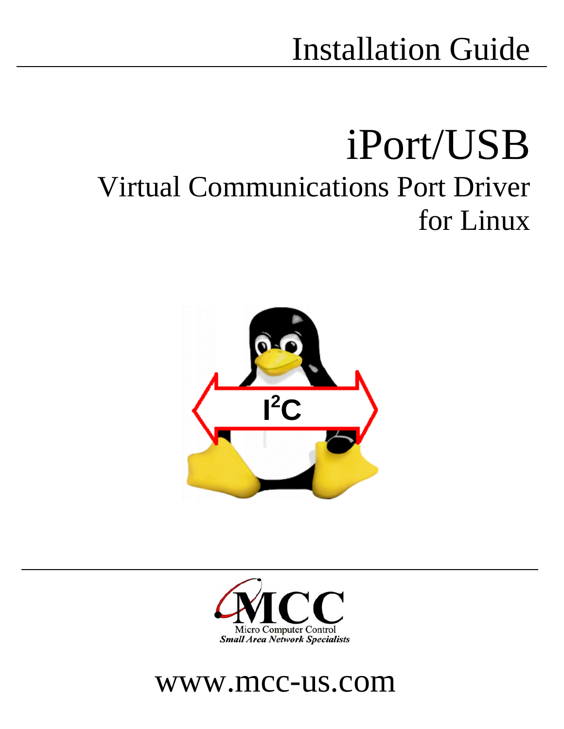Installation Guide

# iPort/USB

## Virtual Communications Port Driver for Linux

MCC

Micro Computer Control

*Small Area Network Specialists*

www.mcc-us.com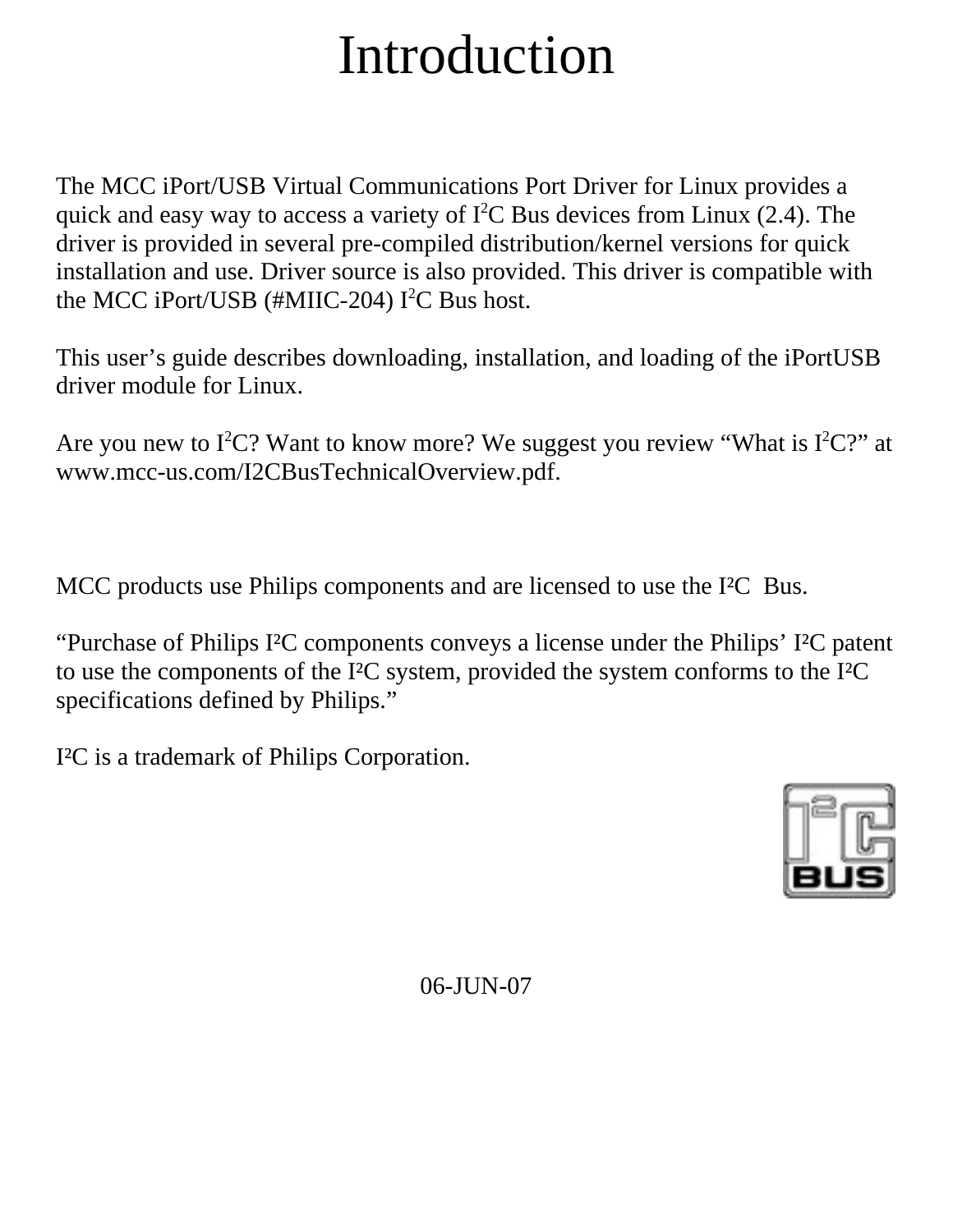# Introduction

The MCC iPort/USB Virtual Communications Port Driver for Linux provides a quick and easy way to access a variety of I$^2$C Bus devices from Linux (2.4). The driver is provided in several pre-compiled distribution/kernel versions for quick installation and use. Driver source is also provided. This driver is compatible with the MCC iPort/USB (#MIIC-204) I$^2$C Bus host.

This user's guide describes downloading, installation, and loading of the iPortUSB driver module for Linux.

Are you new to I$^2$C? Want to know more? We suggest you review "What is I$^2$C?" at www.mcc-us.com/I2CBusTechnicalOverview.pdf.

MCC products use Philips components and are licensed to use the I$^2$C Bus.

"Purchase of Philips I$^2$C components conveys a license under the Philips' I$^2$C patent to use the components of the I$^2$C system, provided the system conforms to the I$^2$C specifications defined by Philips."

I$^2$C is a trademark of Philips Corporation.

06-JUN-07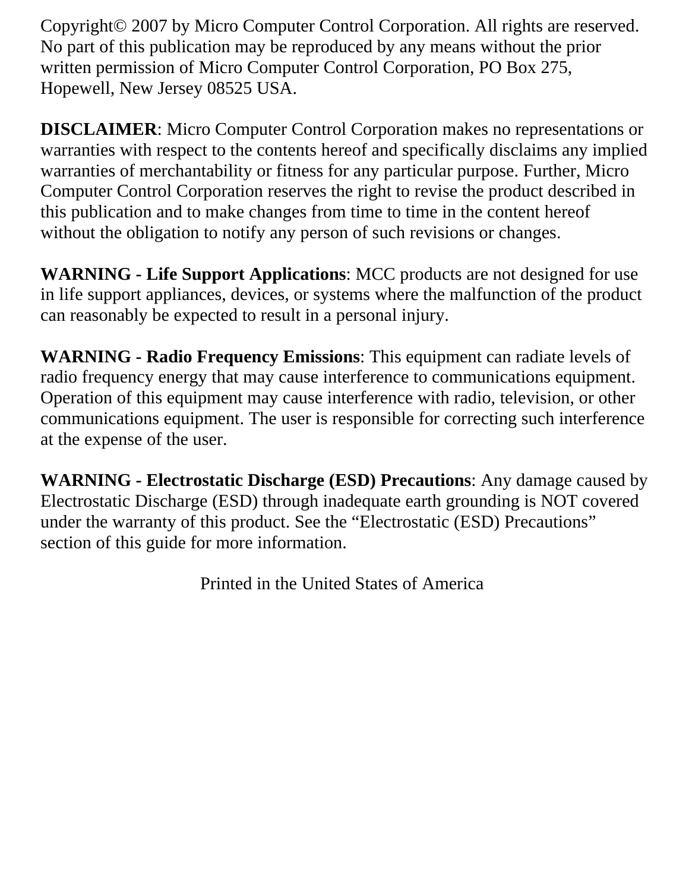Copyright© 2007 by Micro Computer Control Corporation. All rights are reserved. No part of this publication may be reproduced by any means without the prior written permission of Micro Computer Control Corporation, PO Box 275, Hopewell, New Jersey 08525 USA.

**DISCLAIMER**: Micro Computer Control Corporation makes no representations or warranties with respect to the contents hereof and specifically disclaims any implied warranties of merchantability or fitness for any particular purpose. Further, Micro Computer Control Corporation reserves the right to revise the product described in this publication and to make changes from time to time in the content hereof without the obligation to notify any person of such revisions or changes.

**WARNING - Life Support Applications**: MCC products are not designed for use in life support appliances, devices, or systems where the malfunction of the product can reasonably be expected to result in a personal injury.

**WARNING - Radio Frequency Emissions**: This equipment can radiate levels of radio frequency energy that may cause interference to communications equipment. Operation of this equipment may cause interference with radio, television, or other communications equipment. The user is responsible for correcting such interference at the expense of the user.

**WARNING - Electrostatic Discharge (ESD) Precautions**: Any damage caused by Electrostatic Discharge (ESD) through inadequate earth grounding is NOT covered under the warranty of this product. See the "Electrostatic (ESD) Precautions" section of this guide for more information.

Printed in the United States of America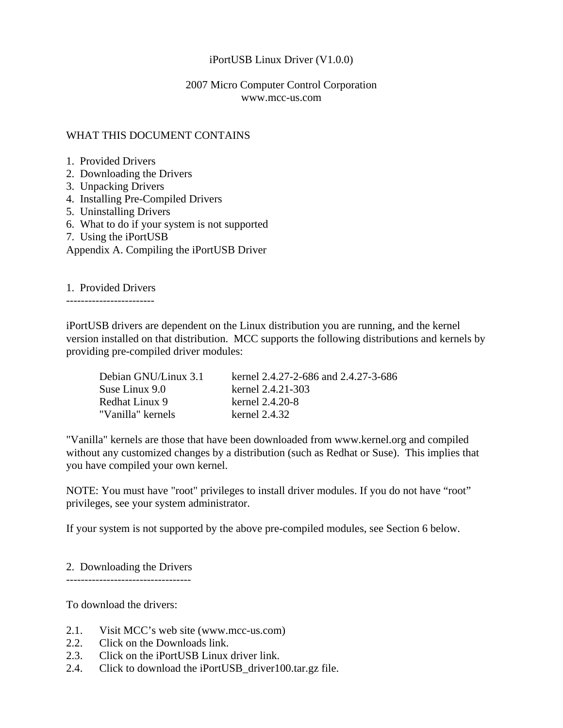iPortUSB Linux Driver (V1.0.0)

2007 Micro Computer Control Corporation
www.mcc-us.com

WHAT THIS DOCUMENT CONTAINS

1. Provided Drivers
2. Downloading the Drivers
3. Unpacking Drivers
4. Installing Pre-Compiled Drivers
5. Uninstalling Drivers
6. What to do if your system is not supported
7. Using the iPortUSB

Appendix A. Compiling the iPortUSB Driver

## 1. Provided Drivers

iPortUSB drivers are dependent on the Linux distribution you are running, and the kernel version installed on that distribution. MCC supports the following distributions and kernels by providing pre-compiled driver modules:

| Distribution | Kernel |
|---|---|
| Debian GNU/Linux 3.1 | kernel 2.4.27-2-686 and 2.4.27-3-686 |
| Suse Linux 9.0 | kernel 2.4.21-303 |
| Redhat Linux 9 | kernel 2.4.20-8 |
| "Vanilla" kernels | kernel 2.4.32 |

"Vanilla" kernels are those that have been downloaded from www.kernel.org and compiled without any customized changes by a distribution (such as Redhat or Suse). This implies that you have compiled your own kernel.

NOTE: You must have "root" privileges to install driver modules. If you do not have "root" privileges, see your system administrator.

If your system is not supported by the above pre-compiled modules, see Section 6 below.

## 2. Downloading the Drivers

To download the drivers:

2.1. Visit MCC's web site (www.mcc-us.com)
2.2. Click on the Downloads link.
2.3. Click on the iPortUSB Linux driver link.
2.4. Click to download the iPortUSB_driver100.tar.gz file.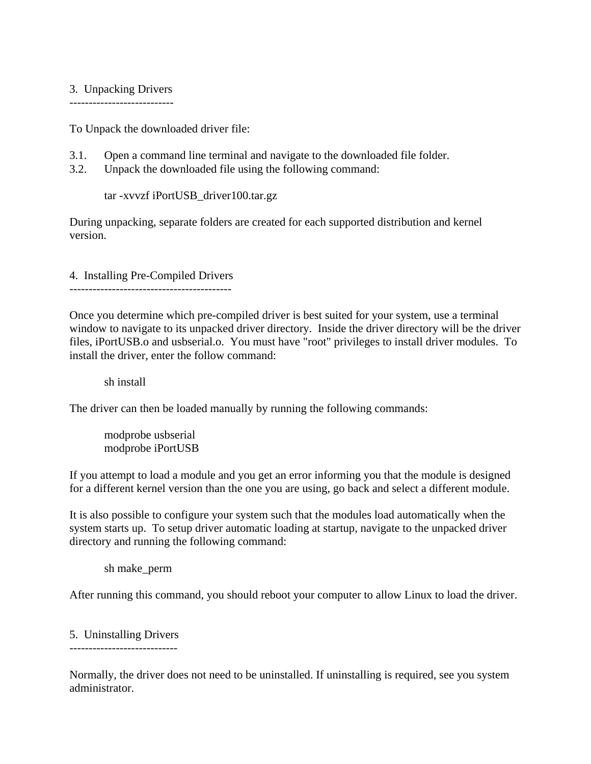## 3. Unpacking Drivers

To Unpack the downloaded driver file:

3.1. Open a command line terminal and navigate to the downloaded file folder.
3.2. Unpack the downloaded file using the following command:

```
tar -xvvzf iPortUSB_driver100.tar.gz
```

During unpacking, separate folders are created for each supported distribution and kernel version.

## 4. Installing Pre-Compiled Drivers

Once you determine which pre-compiled driver is best suited for your system, use a terminal window to navigate to its unpacked driver directory. Inside the driver directory will be the driver files, iPortUSB.o and usbserial.o. You must have "root" privileges to install driver modules. To install the driver, enter the follow command:

```
sh install
```

The driver can then be loaded manually by running the following commands:

```
modprobe usbserial
modprobe iPortUSB
```

If you attempt to load a module and you get an error informing you that the module is designed for a different kernel version than the one you are using, go back and select a different module.

It is also possible to configure your system such that the modules load automatically when the system starts up. To setup driver automatic loading at startup, navigate to the unpacked driver directory and running the following command:

```
sh make_perm
```

After running this command, you should reboot your computer to allow Linux to load the driver.

## 5. Uninstalling Drivers

Normally, the driver does not need to be uninstalled. If uninstalling is required, see you system administrator.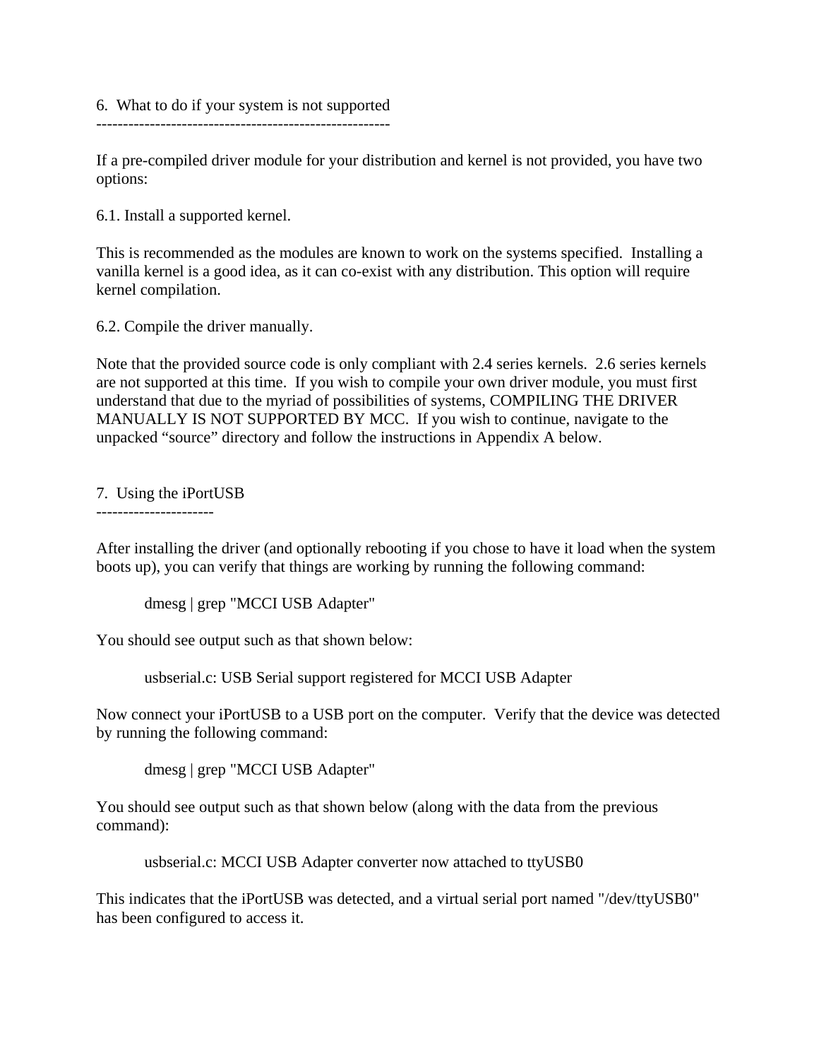## 6. What to do if your system is not supported

If a pre-compiled driver module for your distribution and kernel is not provided, you have two options:

### 6.1. Install a supported kernel.

This is recommended as the modules are known to work on the systems specified. Installing a vanilla kernel is a good idea, as it can co-exist with any distribution. This option will require kernel compilation.

### 6.2. Compile the driver manually.

Note that the provided source code is only compliant with 2.4 series kernels. 2.6 series kernels are not supported at this time. If you wish to compile your own driver module, you must first understand that due to the myriad of possibilities of systems, COMPILING THE DRIVER MANUALLY IS NOT SUPPORTED BY MCC. If you wish to continue, navigate to the unpacked “source” directory and follow the instructions in Appendix A below.

## 7. Using the iPortUSB

After installing the driver (and optionally rebooting if you chose to have it load when the system boots up), you can verify that things are working by running the following command:

```
dmesg | grep "MCCI USB Adapter"
```

You should see output such as that shown below:

```
usbserial.c: USB Serial support registered for MCCI USB Adapter
```

Now connect your iPortUSB to a USB port on the computer. Verify that the device was detected by running the following command:

```
dmesg | grep "MCCI USB Adapter"
```

You should see output such as that shown below (along with the data from the previous command):

```
usbserial.c: MCCI USB Adapter converter now attached to ttyUSB0
```

This indicates that the iPortUSB was detected, and a virtual serial port named "/dev/ttyUSB0" has been configured to access it.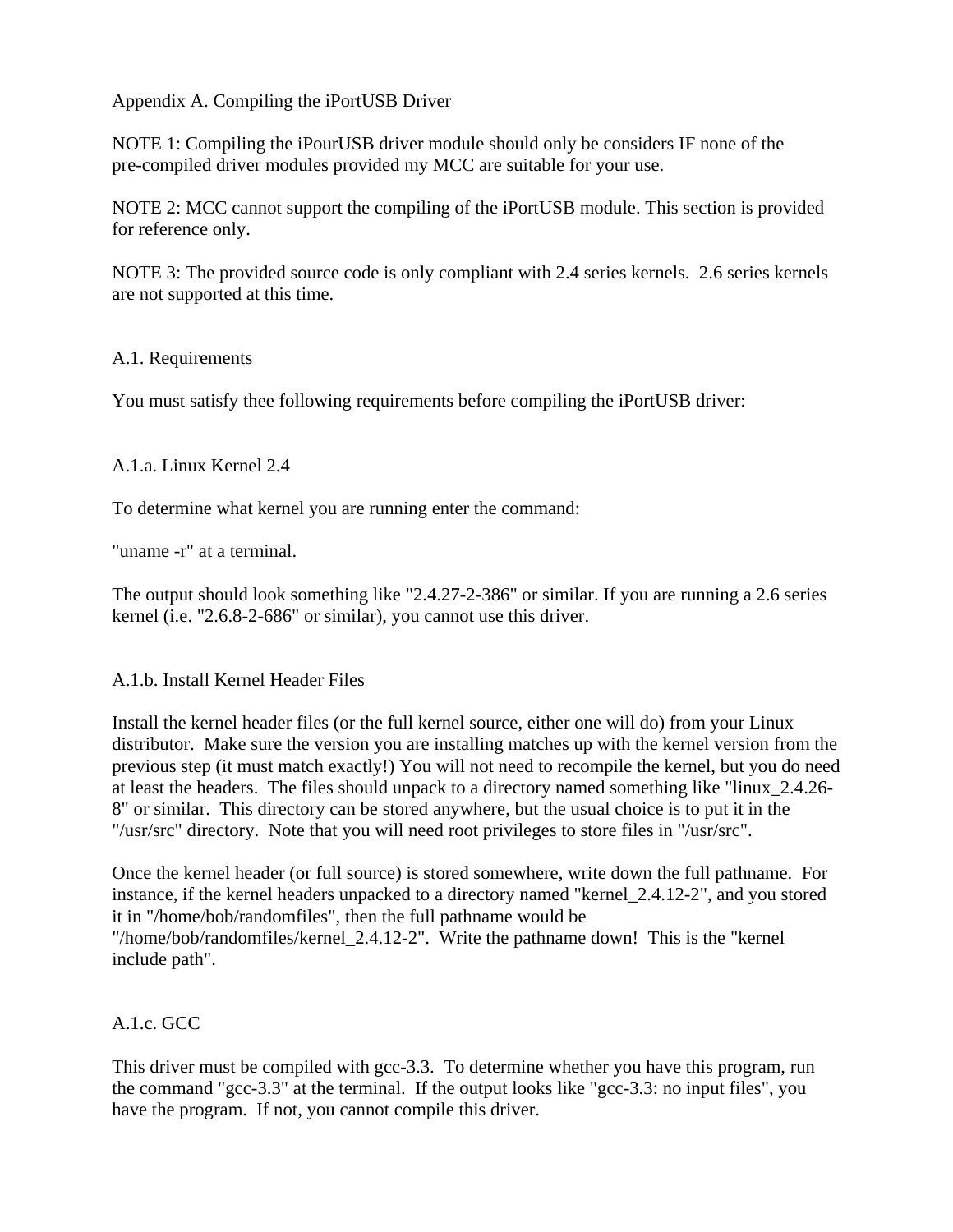# Appendix A. Compiling the iPortUSB Driver

NOTE 1: Compiling the iPourUSB driver module should only be considers IF none of the pre-compiled driver modules provided my MCC are suitable for your use.

NOTE 2: MCC cannot support the compiling of the iPortUSB module. This section is provided for reference only.

NOTE 3: The provided source code is only compliant with 2.4 series kernels. 2.6 series kernels are not supported at this time.

## A.1. Requirements

You must satisfy thee following requirements before compiling the iPortUSB driver:

### A.1.a. Linux Kernel 2.4

To determine what kernel you are running enter the command:

"uname -r" at a terminal.

The output should look something like "2.4.27-2-386" or similar. If you are running a 2.6 series kernel (i.e. "2.6.8-2-686" or similar), you cannot use this driver.

### A.1.b. Install Kernel Header Files

Install the kernel header files (or the full kernel source, either one will do) from your Linux distributor. Make sure the version you are installing matches up with the kernel version from the previous step (it must match exactly!) You will not need to recompile the kernel, but you do need at least the headers. The files should unpack to a directory named something like "linux_2.4.26-8" or similar. This directory can be stored anywhere, but the usual choice is to put it in the "/usr/src" directory. Note that you will need root privileges to store files in "/usr/src".

Once the kernel header (or full source) is stored somewhere, write down the full pathname. For instance, if the kernel headers unpacked to a directory named "kernel_2.4.12-2", and you stored it in "/home/bob/randomfiles", then the full pathname would be "/home/bob/randomfiles/kernel_2.4.12-2". Write the pathname down! This is the "kernel include path".

### A.1.c. GCC

This driver must be compiled with gcc-3.3. To determine whether you have this program, run the command "gcc-3.3" at the terminal. If the output looks like "gcc-3.3: no input files", you have the program. If not, you cannot compile this driver.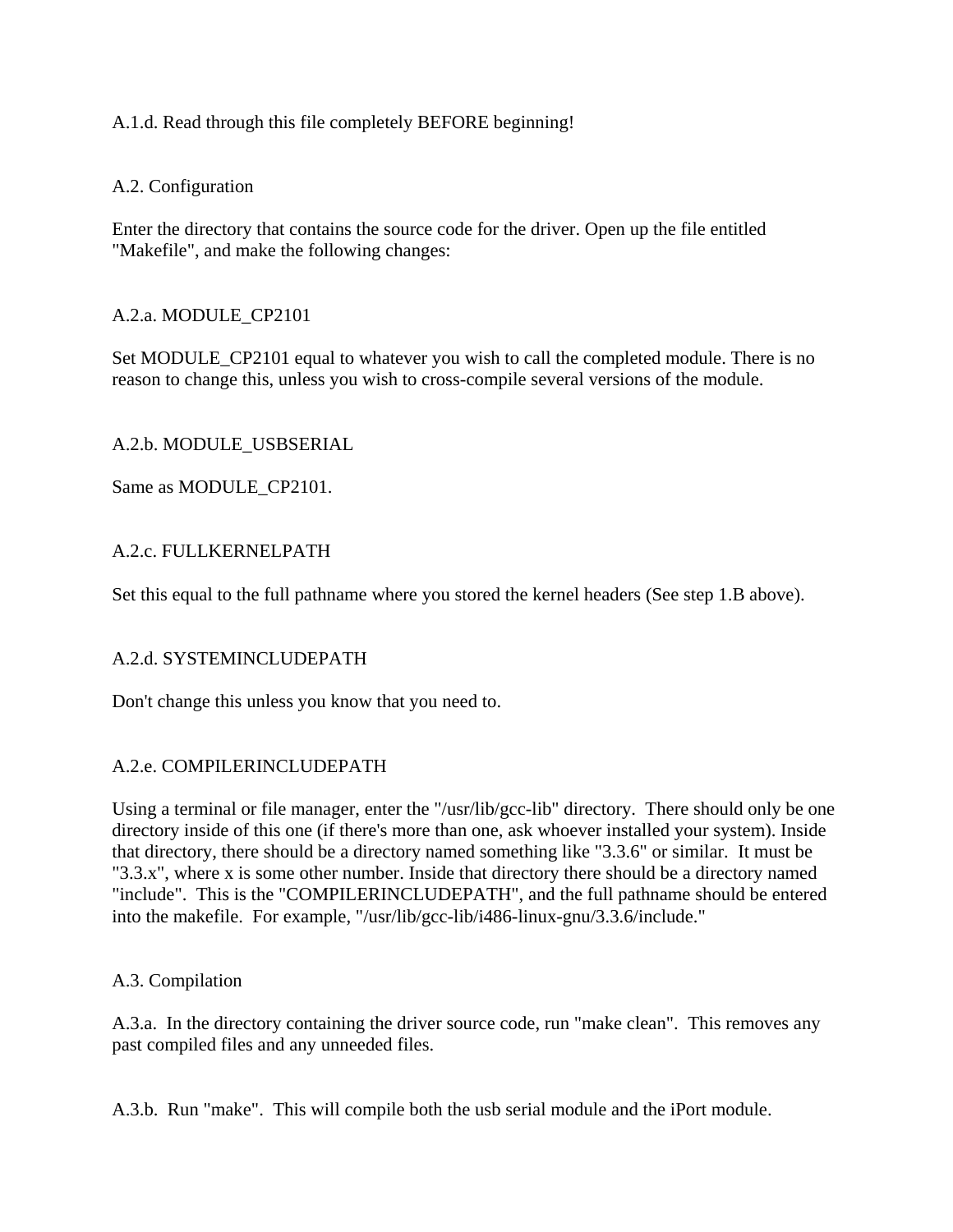A.1.d. Read through this file completely BEFORE beginning!

## A.2. Configuration

Enter the directory that contains the source code for the driver. Open up the file entitled "Makefile", and make the following changes:

### A.2.a. MODULE_CP2101

Set MODULE_CP2101 equal to whatever you wish to call the completed module. There is no reason to change this, unless you wish to cross-compile several versions of the module.

### A.2.b. MODULE_USBSERIAL

Same as MODULE_CP2101.

### A.2.c. FULLKERNELPATH

Set this equal to the full pathname where you stored the kernel headers (See step 1.B above).

### A.2.d. SYSTEMINCLUDEPATH

Don't change this unless you know that you need to.

### A.2.e. COMPILERINCLUDEPATH

Using a terminal or file manager, enter the "/usr/lib/gcc-lib" directory. There should only be one directory inside of this one (if there's more than one, ask whoever installed your system). Inside that directory, there should be a directory named something like "3.3.6" or similar. It must be "3.3.x", where x is some other number. Inside that directory there should be a directory named "include". This is the "COMPILERINCLUDEPATH", and the full pathname should be entered into the makefile. For example, "/usr/lib/gcc-lib/i486-linux-gnu/3.3.6/include."

## A.3. Compilation

A.3.a. In the directory containing the driver source code, run "make clean". This removes any past compiled files and any unneeded files.

A.3.b. Run "make". This will compile both the usb serial module and the iPort module.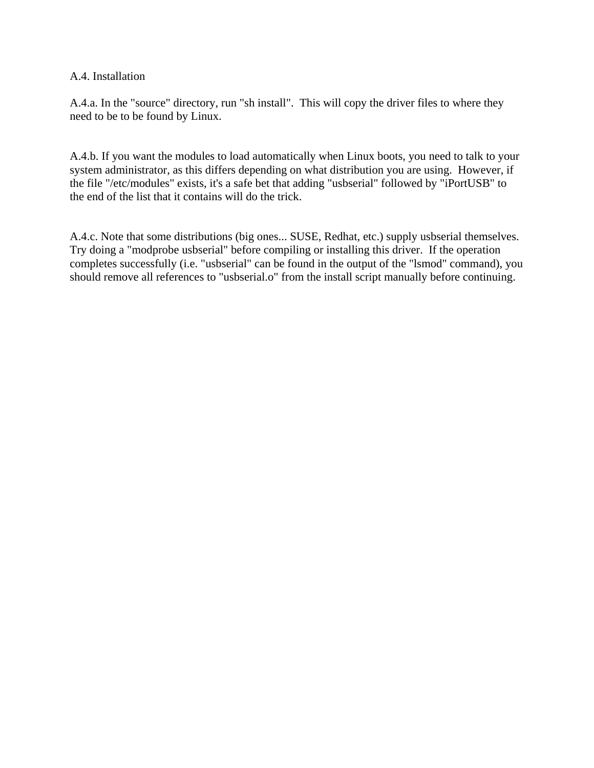A.4. Installation

A.4.a. In the "source" directory, run "sh install".  This will copy the driver files to where they need to be to be found by Linux.

A.4.b. If you want the modules to load automatically when Linux boots, you need to talk to your system administrator, as this differs depending on what distribution you are using.  However, if the file "/etc/modules" exists, it's a safe bet that adding "usbserial" followed by "iPortUSB" to the end of the list that it contains will do the trick.

A.4.c. Note that some distributions (big ones... SUSE, Redhat, etc.) supply usbserial themselves. Try doing a "modprobe usbserial" before compiling or installing this driver.  If the operation completes successfully (i.e. "usbserial" can be found in the output of the "lsmod" command), you should remove all references to "usbserial.o" from the install script manually before continuing.